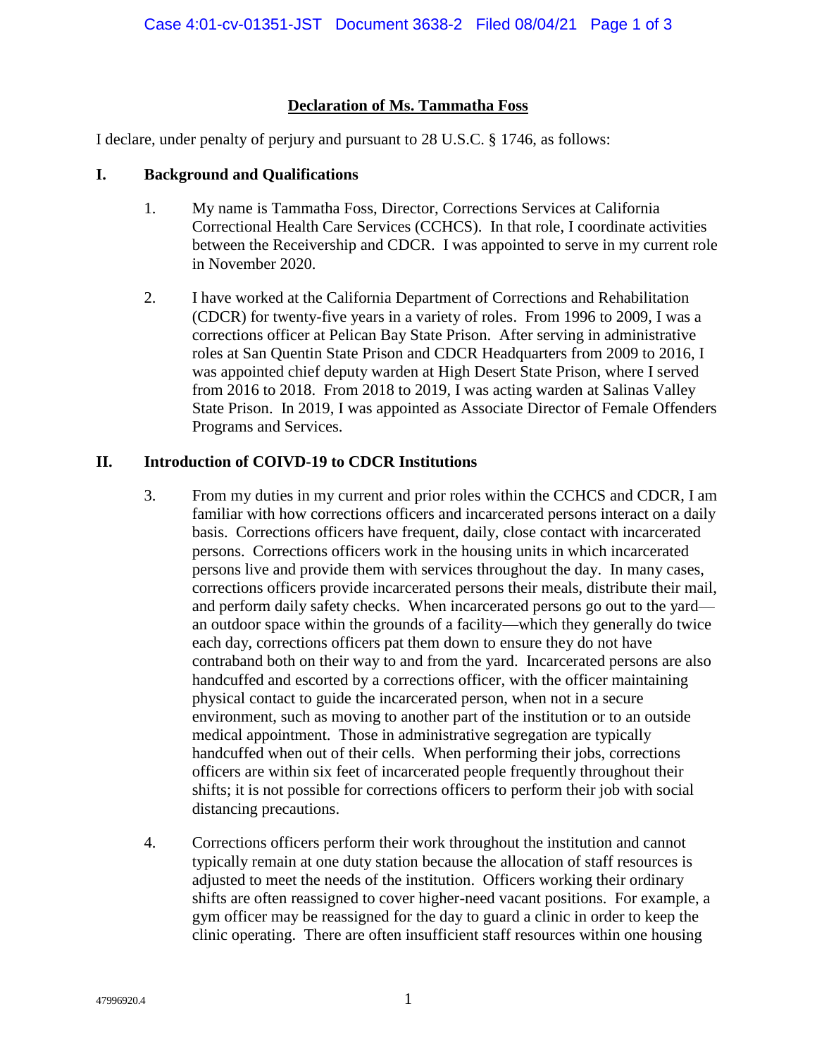# Declaration of Ms. Tammatha Foss

I declare, under penalty of perjury and pursuant to 28 U.S.C. § 1746, as follows:

## I. Background and Qualifications

1. My name is Tammatha Foss, Director, Corrections Services at California Correctional Health Care Services (CCHCS). In that role, I coordinate activities between the Receivership and CDCR. I was appointed to serve in my current role in November 2020.

2. I have worked at the California Department of Corrections and Rehabilitation (CDCR) for twenty-five years in a variety of roles. From 1996 to 2009, I was a corrections officer at Pelican Bay State Prison. After serving in administrative roles at San Quentin State Prison and CDCR Headquarters from 2009 to 2016, I was appointed chief deputy warden at High Desert State Prison, where I served from 2016 to 2018. From 2018 to 2019, I was acting warden at Salinas Valley State Prison. In 2019, I was appointed as Associate Director of Female Offenders Programs and Services.

## II. Introduction of COIVD-19 to CDCR Institutions

3. From my duties in my current and prior roles within the CCHCS and CDCR, I am familiar with how corrections officers and incarcerated persons interact on a daily basis. Corrections officers have frequent, daily, close contact with incarcerated persons. Corrections officers work in the housing units in which incarcerated persons live and provide them with services throughout the day. In many cases, corrections officers provide incarcerated persons their meals, distribute their mail, and perform daily safety checks. When incarcerated persons go out to the yard—an outdoor space within the grounds of a facility—which they generally do twice each day, corrections officers pat them down to ensure they do not have contraband both on their way to and from the yard. Incarcerated persons are also handcuffed and escorted by a corrections officer, with the officer maintaining physical contact to guide the incarcerated person, when not in a secure environment, such as moving to another part of the institution or to an outside medical appointment. Those in administrative segregation are typically handcuffed when out of their cells. When performing their jobs, corrections officers are within six feet of incarcerated people frequently throughout their shifts; it is not possible for corrections officers to perform their job with social distancing precautions.

4. Corrections officers perform their work throughout the institution and cannot typically remain at one duty station because the allocation of staff resources is adjusted to meet the needs of the institution. Officers working their ordinary shifts are often reassigned to cover higher-need vacant positions. For example, a gym officer may be reassigned for the day to guard a clinic in order to keep the clinic operating. There are often insufficient staff resources within one housing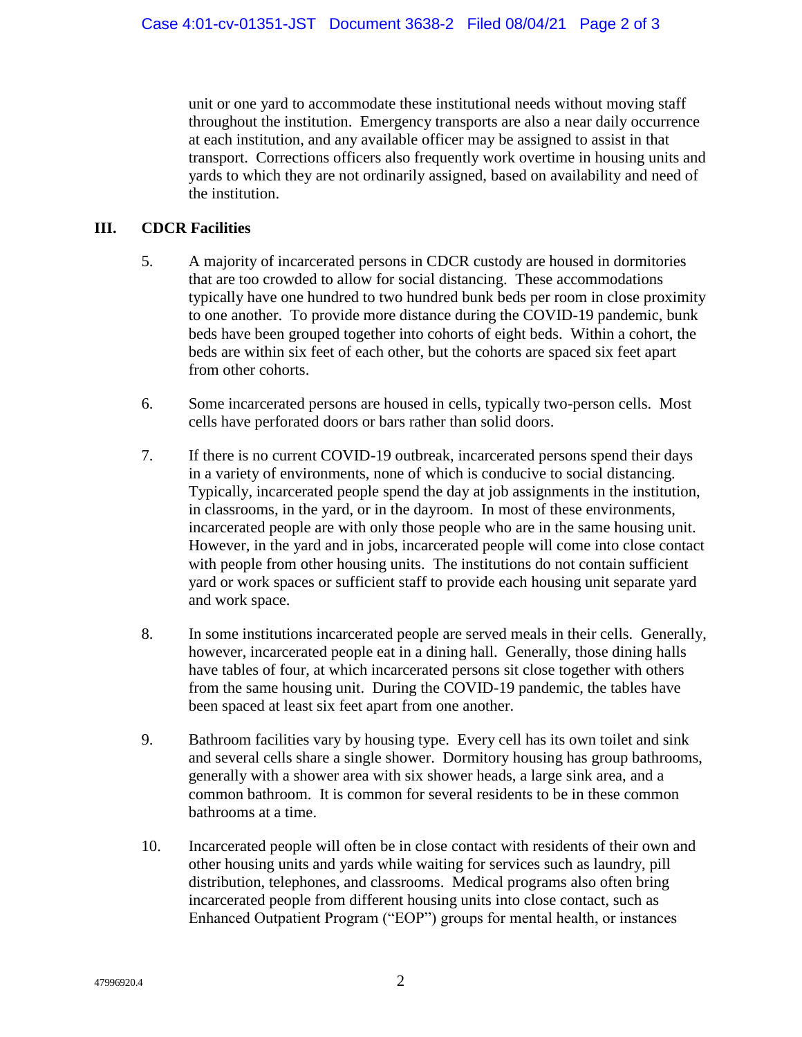unit or one yard to accommodate these institutional needs without moving staff throughout the institution. Emergency transports are also a near daily occurrence at each institution, and any available officer may be assigned to assist in that transport. Corrections officers also frequently work overtime in housing units and yards to which they are not ordinarily assigned, based on availability and need of the institution.

## III. CDCR Facilities

5. A majority of incarcerated persons in CDCR custody are housed in dormitories that are too crowded to allow for social distancing. These accommodations typically have one hundred to two hundred bunk beds per room in close proximity to one another. To provide more distance during the COVID-19 pandemic, bunk beds have been grouped together into cohorts of eight beds. Within a cohort, the beds are within six feet of each other, but the cohorts are spaced six feet apart from other cohorts.

6. Some incarcerated persons are housed in cells, typically two-person cells. Most cells have perforated doors or bars rather than solid doors.

7. If there is no current COVID-19 outbreak, incarcerated persons spend their days in a variety of environments, none of which is conducive to social distancing. Typically, incarcerated people spend the day at job assignments in the institution, in classrooms, in the yard, or in the dayroom. In most of these environments, incarcerated people are with only those people who are in the same housing unit. However, in the yard and in jobs, incarcerated people will come into close contact with people from other housing units. The institutions do not contain sufficient yard or work spaces or sufficient staff to provide each housing unit separate yard and work space.

8. In some institutions incarcerated people are served meals in their cells. Generally, however, incarcerated people eat in a dining hall. Generally, those dining halls have tables of four, at which incarcerated persons sit close together with others from the same housing unit. During the COVID-19 pandemic, the tables have been spaced at least six feet apart from one another.

9. Bathroom facilities vary by housing type. Every cell has its own toilet and sink and several cells share a single shower. Dormitory housing has group bathrooms, generally with a shower area with six shower heads, a large sink area, and a common bathroom. It is common for several residents to be in these common bathrooms at a time.

10. Incarcerated people will often be in close contact with residents of their own and other housing units and yards while waiting for services such as laundry, pill distribution, telephones, and classrooms. Medical programs also often bring incarcerated people from different housing units into close contact, such as Enhanced Outpatient Program ("EOP") groups for mental health, or instances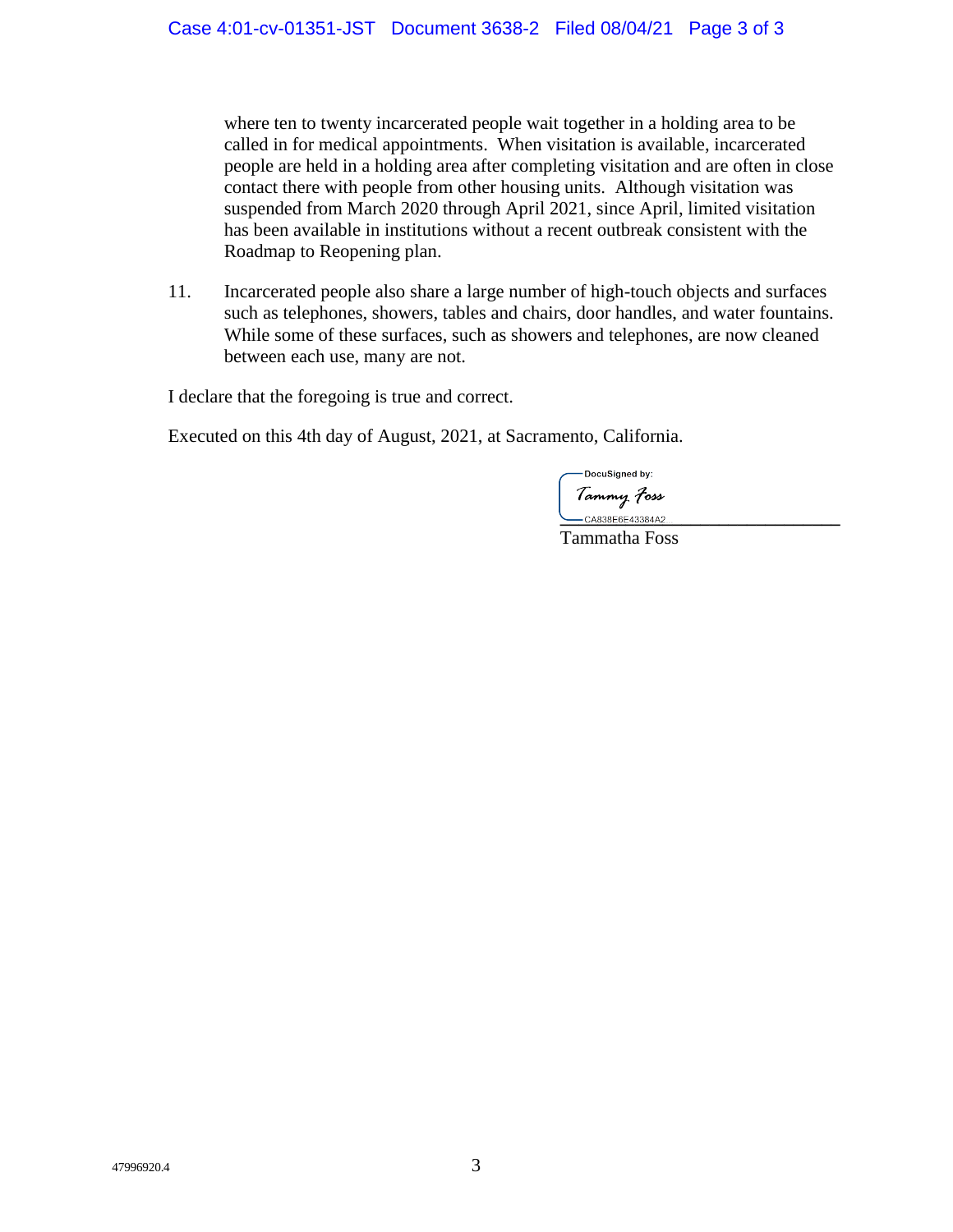where ten to twenty incarcerated people wait together in a holding area to be called in for medical appointments. When visitation is available, incarcerated people are held in a holding area after completing visitation and are often in close contact there with people from other housing units. Although visitation was suspended from March 2020 through April 2021, since April, limited visitation has been available in institutions without a recent outbreak consistent with the Roadmap to Reopening plan.

11. Incarcerated people also share a large number of high-touch objects and surfaces such as telephones, showers, tables and chairs, door handles, and water fountains. While some of these surfaces, such as showers and telephones, are now cleaned between each use, many are not.

I declare that the foregoing is true and correct.

Executed on this 4th day of August, 2021, at Sacramento, California.

DocuSigned by:
Tammy Foss
CA838E6E43384A2

Tammatha Foss

47996920.4